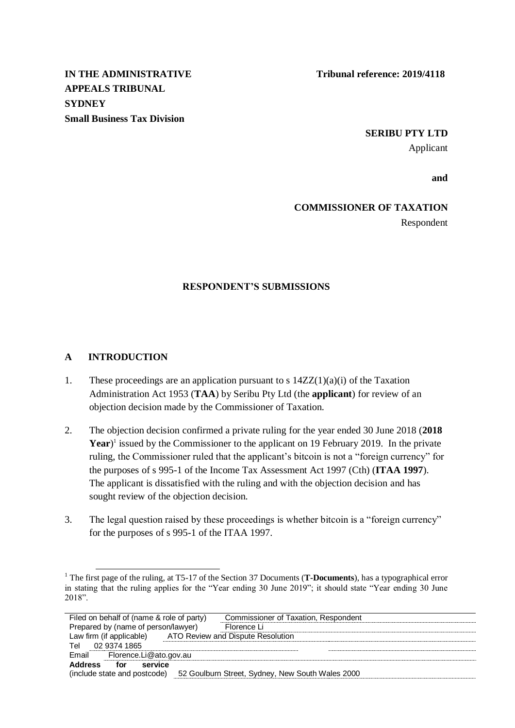**IN THE ADMINISTRATIVE APPEALS TRIBUNAL**
**SYDNEY**
**Small Business Tax Division**

**Tribunal reference: 2019/4118**

**SERIBU PTY LTD**
Applicant

**and**

**COMMISSIONER OF TAXATION**
Respondent

## RESPONDENT'S SUBMISSIONS

### A INTRODUCTION

1. These proceedings are an application pursuant to s 14ZZ(1)(a)(i) of the Taxation Administration Act 1953 (**TAA**) by Seribu Pty Ltd (the **applicant**) for review of an objection decision made by the Commissioner of Taxation.

2. The objection decision confirmed a private ruling for the year ended 30 June 2018 (**2018 Year**)[1] issued by the Commissioner to the applicant on 19 February 2019. In the private ruling, the Commissioner ruled that the applicant's bitcoin is not a "foreign currency" for the purposes of s 995-1 of the Income Tax Assessment Act 1997 (Cth) (**ITAA 1997**). The applicant is dissatisfied with the ruling and with the objection decision and has sought review of the objection decision.

3. The legal question raised by these proceedings is whether bitcoin is a "foreign currency" for the purposes of s 995-1 of the ITAA 1997.

[1] The first page of the ruling, at T5-17 of the Section 37 Documents (**T-Documents**), has a typographical error in stating that the ruling applies for the "Year ending 30 June 2019"; it should state "Year ending 30 June 2018".

| | |
|---|---|
| Filed on behalf of (name & role of party) | Commissioner of Taxation, Respondent |
| Prepared by (name of person/lawyer) | Florence Li |
| Law firm (if applicable) | ATO Review and Dispute Resolution |
| Tel | 02 9374 1865 |
| Email | Florence.Li@ato.gov.au |
| **Address for service** (include state and postcode) | 52 Goulburn Street, Sydney, New South Wales 2000 |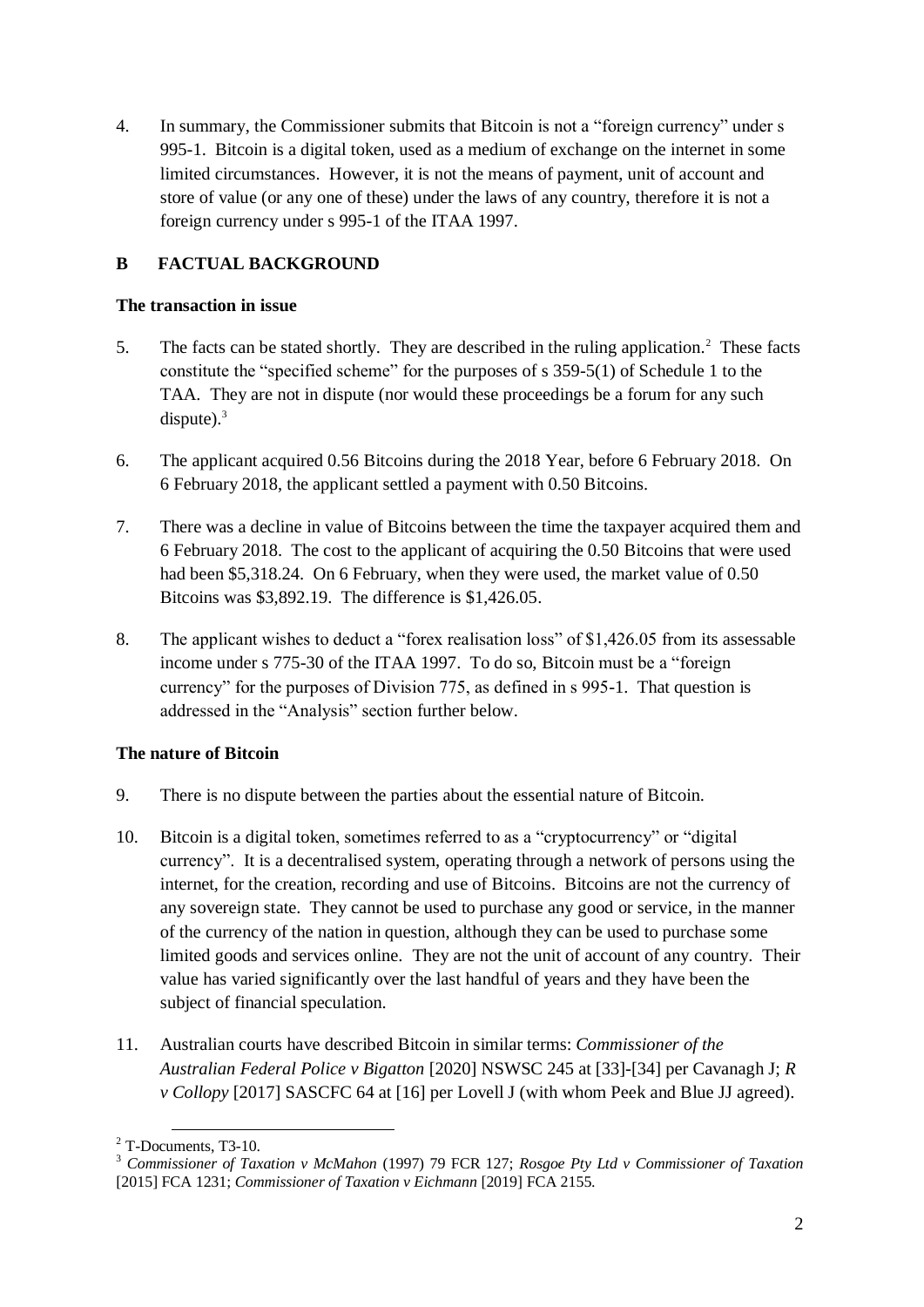4. In summary, the Commissioner submits that Bitcoin is not a "foreign currency" under s 995-1. Bitcoin is a digital token, used as a medium of exchange on the internet in some limited circumstances. However, it is not the means of payment, unit of account and store of value (or any one of these) under the laws of any country, therefore it is not a foreign currency under s 995-1 of the ITAA 1997.

## B FACTUAL BACKGROUND

### The transaction in issue

5. The facts can be stated shortly. They are described in the ruling application.[2] These facts constitute the "specified scheme" for the purposes of s 359-5(1) of Schedule 1 to the TAA. They are not in dispute (nor would these proceedings be a forum for any such dispute).[3]

6. The applicant acquired 0.56 Bitcoins during the 2018 Year, before 6 February 2018. On 6 February 2018, the applicant settled a payment with 0.50 Bitcoins.

7. There was a decline in value of Bitcoins between the time the taxpayer acquired them and 6 February 2018. The cost to the applicant of acquiring the 0.50 Bitcoins that were used had been $5,318.24. On 6 February, when they were used, the market value of 0.50 Bitcoins was $3,892.19. The difference is $1,426.05.

8. The applicant wishes to deduct a "forex realisation loss" of $1,426.05 from its assessable income under s 775-30 of the ITAA 1997. To do so, Bitcoin must be a "foreign currency" for the purposes of Division 775, as defined in s 995-1. That question is addressed in the "Analysis" section further below.

### The nature of Bitcoin

9. There is no dispute between the parties about the essential nature of Bitcoin.

10. Bitcoin is a digital token, sometimes referred to as a "cryptocurrency" or "digital currency". It is a decentralised system, operating through a network of persons using the internet, for the creation, recording and use of Bitcoins. Bitcoins are not the currency of any sovereign state. They cannot be used to purchase any good or service, in the manner of the currency of the nation in question, although they can be used to purchase some limited goods and services online. They are not the unit of account of any country. Their value has varied significantly over the last handful of years and they have been the subject of financial speculation.

11. Australian courts have described Bitcoin in similar terms: *Commissioner of the Australian Federal Police v Bigatton* [2020] NSWSC 245 at [33]-[34] per Cavanagh J; *R v Collopy* [2017] SASCFC 64 at [16] per Lovell J (with whom Peek and Blue JJ agreed).

---

[2] T-Documents, T3-10.

[3] *Commissioner of Taxation v McMahon* (1997) 79 FCR 127; *Rosgoe Pty Ltd v Commissioner of Taxation* [2015] FCA 1231; *Commissioner of Taxation v Eichmann* [2019] FCA 2155.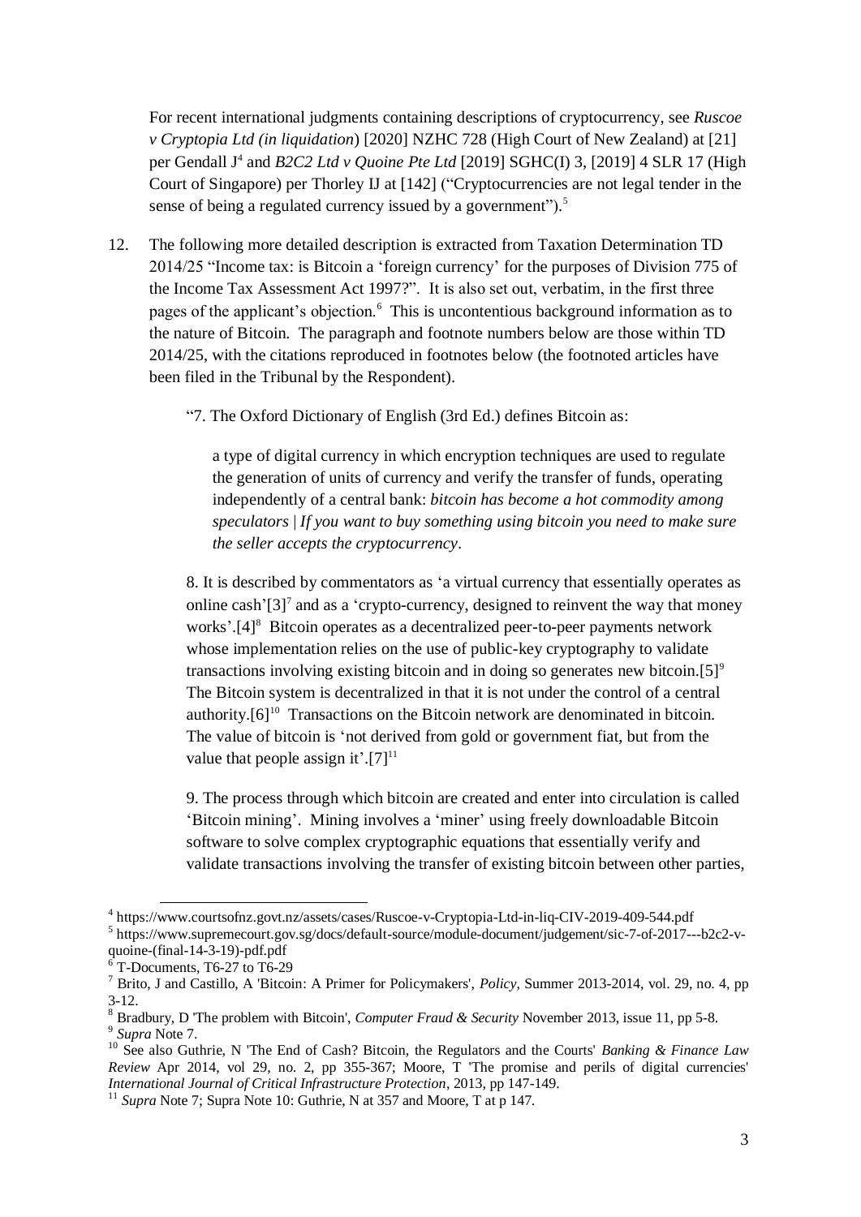For recent international judgments containing descriptions of cryptocurrency, see *Ruscoe v Cryptopia Ltd (in liquidation*) [2020] NZHC 728 (High Court of New Zealand) at [21] per Gendall J[4] and *B2C2 Ltd v Quoine Pte Ltd* [2019] SGHC(I) 3, [2019] 4 SLR 17 (High Court of Singapore) per Thorley IJ at [142] ("Cryptocurrencies are not legal tender in the sense of being a regulated currency issued by a government").[5]

12. The following more detailed description is extracted from Taxation Determination TD 2014/25 "Income tax: is Bitcoin a 'foreign currency' for the purposes of Division 775 of the Income Tax Assessment Act 1997?". It is also set out, verbatim, in the first three pages of the applicant's objection.[6] This is uncontentious background information as to the nature of Bitcoin. The paragraph and footnote numbers below are those within TD 2014/25, with the citations reproduced in footnotes below (the footnoted articles have been filed in the Tribunal by the Respondent).

> "7. The Oxford Dictionary of English (3rd Ed.) defines Bitcoin as:
>
> > a type of digital currency in which encryption techniques are used to regulate the generation of units of currency and verify the transfer of funds, operating independently of a central bank: *bitcoin has become a hot commodity among speculators | If you want to buy something using bitcoin you need to make sure the seller accepts the cryptocurrency*.
>
> 8. It is described by commentators as 'a virtual currency that essentially operates as online cash'[3][7] and as a 'crypto-currency, designed to reinvent the way that money works'.[4][8] Bitcoin operates as a decentralized peer-to-peer payments network whose implementation relies on the use of public-key cryptography to validate transactions involving existing bitcoin and in doing so generates new bitcoin.[5][9] The Bitcoin system is decentralized in that it is not under the control of a central authority.[6][10] Transactions on the Bitcoin network are denominated in bitcoin. The value of bitcoin is 'not derived from gold or government fiat, but from the value that people assign it'.[7][11]
>
> 9. The process through which bitcoin are created and enter into circulation is called 'Bitcoin mining'. Mining involves a 'miner' using freely downloadable Bitcoin software to solve complex cryptographic equations that essentially verify and validate transactions involving the transfer of existing bitcoin between other parties,

---

[4] https://www.courtsofnz.govt.nz/assets/cases/Ruscoe-v-Cryptopia-Ltd-in-liq-CIV-2019-409-544.pdf

[5] https://www.supremecourt.gov.sg/docs/default-source/module-document/judgement/sic-7-of-2017---b2c2-v-quoine-(final-14-3-19)-pdf.pdf

[6] T-Documents, T6-27 to T6-29

[7] Brito, J and Castillo, A 'Bitcoin: A Primer for Policymakers', *Policy*, Summer 2013-2014, vol. 29, no. 4, pp 3-12.

[8] Bradbury, D 'The problem with Bitcoin', *Computer Fraud & Security* November 2013, issue 11, pp 5-8.

[9] *Supra* Note 7.

[10] See also Guthrie, N 'The End of Cash? Bitcoin, the Regulators and the Courts' *Banking & Finance Law Review* Apr 2014, vol 29, no. 2, pp 355-367; Moore, T 'The promise and perils of digital currencies' *International Journal of Critical Infrastructure Protection*, 2013, pp 147-149.

[11] *Supra* Note 7; Supra Note 10: Guthrie, N at 357 and Moore, T at p 147.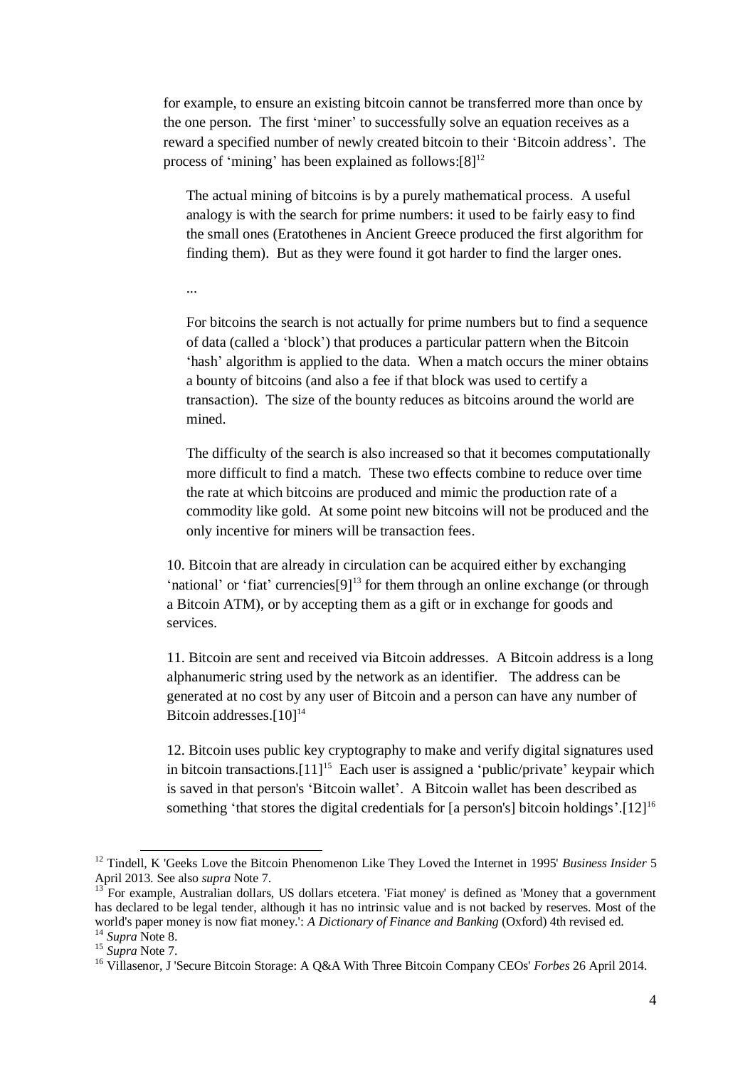for example, to ensure an existing bitcoin cannot be transferred more than once by the one person. The first 'miner' to successfully solve an equation receives as a reward a specified number of newly created bitcoin to their 'Bitcoin address'. The process of 'mining' has been explained as follows:[8][12]

> The actual mining of bitcoins is by a purely mathematical process. A useful analogy is with the search for prime numbers: it used to be fairly easy to find the small ones (Eratothenes in Ancient Greece produced the first algorithm for finding them). But as they were found it got harder to find the larger ones.
>
> ...
>
> For bitcoins the search is not actually for prime numbers but to find a sequence of data (called a 'block') that produces a particular pattern when the Bitcoin 'hash' algorithm is applied to the data. When a match occurs the miner obtains a bounty of bitcoins (and also a fee if that block was used to certify a transaction). The size of the bounty reduces as bitcoins around the world are mined.
>
> The difficulty of the search is also increased so that it becomes computationally more difficult to find a match. These two effects combine to reduce over time the rate at which bitcoins are produced and mimic the production rate of a commodity like gold. At some point new bitcoins will not be produced and the only incentive for miners will be transaction fees.

10. Bitcoin that are already in circulation can be acquired either by exchanging 'national' or 'fiat' currencies[9][13] for them through an online exchange (or through a Bitcoin ATM), or by accepting them as a gift or in exchange for goods and services.

11. Bitcoin are sent and received via Bitcoin addresses. A Bitcoin address is a long alphanumeric string used by the network as an identifier. The address can be generated at no cost by any user of Bitcoin and a person can have any number of Bitcoin addresses.[10][14]

12. Bitcoin uses public key cryptography to make and verify digital signatures used in bitcoin transactions.[11][15] Each user is assigned a 'public/private' keypair which is saved in that person's 'Bitcoin wallet'. A Bitcoin wallet has been described as something 'that stores the digital credentials for [a person's] bitcoin holdings'.[12][16]

---

[12] Tindell, K 'Geeks Love the Bitcoin Phenomenon Like They Loved the Internet in 1995' *Business Insider* 5 April 2013. See also *supra* Note 7.

[13] For example, Australian dollars, US dollars etcetera. 'Fiat money' is defined as 'Money that a government has declared to be legal tender, although it has no intrinsic value and is not backed by reserves. Most of the world's paper money is now fiat money.': *A Dictionary of Finance and Banking* (Oxford) 4th revised ed.

[14] *Supra* Note 8.

[15] *Supra* Note 7.

[16] Villasenor, J 'Secure Bitcoin Storage: A Q&A With Three Bitcoin Company CEOs' *Forbes* 26 April 2014.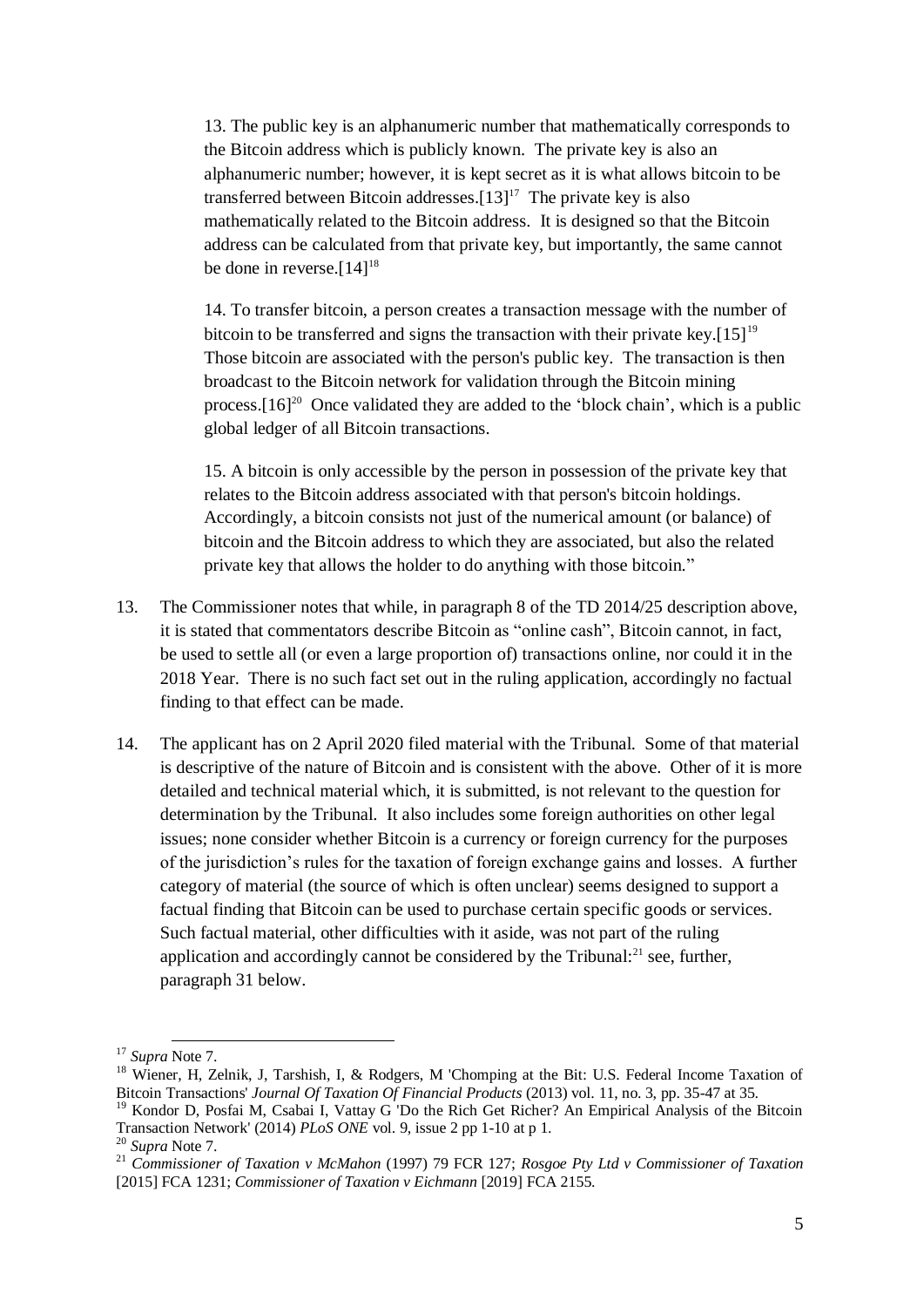> 13. The public key is an alphanumeric number that mathematically corresponds to the Bitcoin address which is publicly known. The private key is also an alphanumeric number; however, it is kept secret as it is what allows bitcoin to be transferred between Bitcoin addresses.[13][17] The private key is also mathematically related to the Bitcoin address. It is designed so that the Bitcoin address can be calculated from that private key, but importantly, the same cannot be done in reverse.[14][18]
>
> 14. To transfer bitcoin, a person creates a transaction message with the number of bitcoin to be transferred and signs the transaction with their private key.[15][19] Those bitcoin are associated with the person's public key. The transaction is then broadcast to the Bitcoin network for validation through the Bitcoin mining process.[16][20] Once validated they are added to the 'block chain', which is a public global ledger of all Bitcoin transactions.
>
> 15. A bitcoin is only accessible by the person in possession of the private key that relates to the Bitcoin address associated with that person's bitcoin holdings. Accordingly, a bitcoin consists not just of the numerical amount (or balance) of bitcoin and the Bitcoin address to which they are associated, but also the related private key that allows the holder to do anything with those bitcoin."

13. The Commissioner notes that while, in paragraph 8 of the TD 2014/25 description above, it is stated that commentators describe Bitcoin as "online cash", Bitcoin cannot, in fact, be used to settle all (or even a large proportion of) transactions online, nor could it in the 2018 Year. There is no such fact set out in the ruling application, accordingly no factual finding to that effect can be made.

14. The applicant has on 2 April 2020 filed material with the Tribunal. Some of that material is descriptive of the nature of Bitcoin and is consistent with the above. Other of it is more detailed and technical material which, it is submitted, is not relevant to the question for determination by the Tribunal. It also includes some foreign authorities on other legal issues; none consider whether Bitcoin is a currency or foreign currency for the purposes of the jurisdiction's rules for the taxation of foreign exchange gains and losses. A further category of material (the source of which is often unclear) seems designed to support a factual finding that Bitcoin can be used to purchase certain specific goods or services. Such factual material, other difficulties with it aside, was not part of the ruling application and accordingly cannot be considered by the Tribunal:[21] see, further, paragraph 31 below.

---

[17] *Supra* Note 7.

[18] Wiener, H, Zelnik, J, Tarshish, I, & Rodgers, M 'Chomping at the Bit: U.S. Federal Income Taxation of Bitcoin Transactions' *Journal Of Taxation Of Financial Products* (2013) vol. 11, no. 3, pp. 35-47 at 35.

[19] Kondor D, Posfai M, Csabai I, Vattay G 'Do the Rich Get Richer? An Empirical Analysis of the Bitcoin Transaction Network' (2014) *PLoS ONE* vol. 9, issue 2 pp 1-10 at p 1.

[20] *Supra* Note 7.

[21] *Commissioner of Taxation v McMahon* (1997) 79 FCR 127; *Rosgoe Pty Ltd v Commissioner of Taxation* [2015] FCA 1231; *Commissioner of Taxation v Eichmann* [2019] FCA 2155.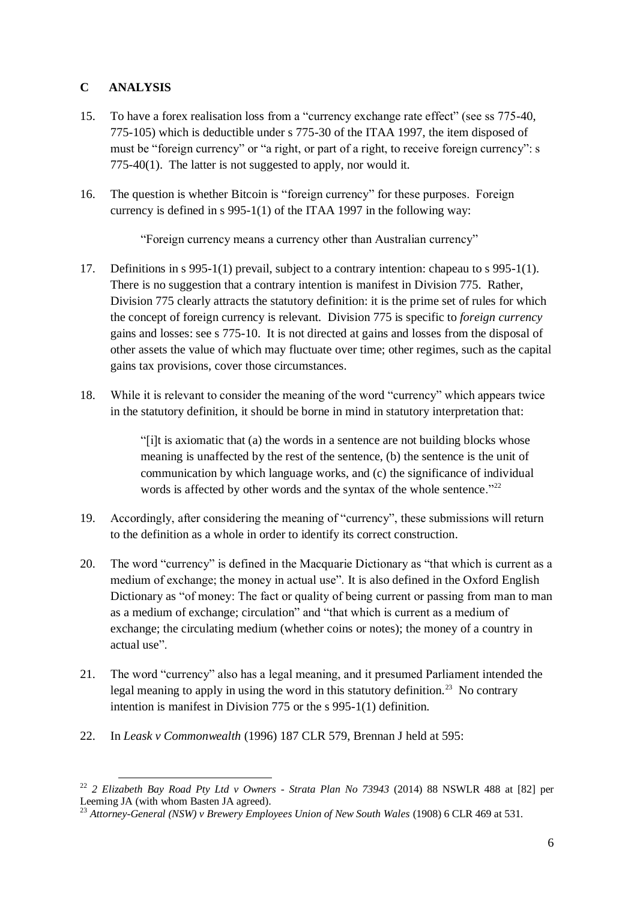## C ANALYSIS

15. To have a forex realisation loss from a "currency exchange rate effect" (see ss 775-40, 775-105) which is deductible under s 775-30 of the ITAA 1997, the item disposed of must be "foreign currency" or "a right, or part of a right, to receive foreign currency": s 775-40(1). The latter is not suggested to apply, nor would it.

16. The question is whether Bitcoin is "foreign currency" for these purposes. Foreign currency is defined in s 995-1(1) of the ITAA 1997 in the following way:

    "Foreign currency means a currency other than Australian currency"

17. Definitions in s 995-1(1) prevail, subject to a contrary intention: chapeau to s 995-1(1). There is no suggestion that a contrary intention is manifest in Division 775. Rather, Division 775 clearly attracts the statutory definition: it is the prime set of rules for which the concept of foreign currency is relevant. Division 775 is specific to *foreign currency* gains and losses: see s 775-10. It is not directed at gains and losses from the disposal of other assets the value of which may fluctuate over time; other regimes, such as the capital gains tax provisions, cover those circumstances.

18. While it is relevant to consider the meaning of the word "currency" which appears twice in the statutory definition, it should be borne in mind in statutory interpretation that:

    > "[i]t is axiomatic that (a) the words in a sentence are not building blocks whose meaning is unaffected by the rest of the sentence, (b) the sentence is the unit of communication by which language works, and (c) the significance of individual words is affected by other words and the syntax of the whole sentence."[22]

19. Accordingly, after considering the meaning of "currency", these submissions will return to the definition as a whole in order to identify its correct construction.

20. The word "currency" is defined in the Macquarie Dictionary as "that which is current as a medium of exchange; the money in actual use". It is also defined in the Oxford English Dictionary as "of money: The fact or quality of being current or passing from man to man as a medium of exchange; circulation" and "that which is current as a medium of exchange; the circulating medium (whether coins or notes); the money of a country in actual use".

21. The word "currency" also has a legal meaning, and it presumed Parliament intended the legal meaning to apply in using the word in this statutory definition.[23] No contrary intention is manifest in Division 775 or the s 995-1(1) definition.

22. In *Leask v Commonwealth* (1996) 187 CLR 579, Brennan J held at 595:

---

[22] *2 Elizabeth Bay Road Pty Ltd v Owners - Strata Plan No 73943* (2014) 88 NSWLR 488 at [82] per Leeming JA (with whom Basten JA agreed).

[23] *Attorney-General (NSW) v Brewery Employees Union of New South Wales* (1908) 6 CLR 469 at 531.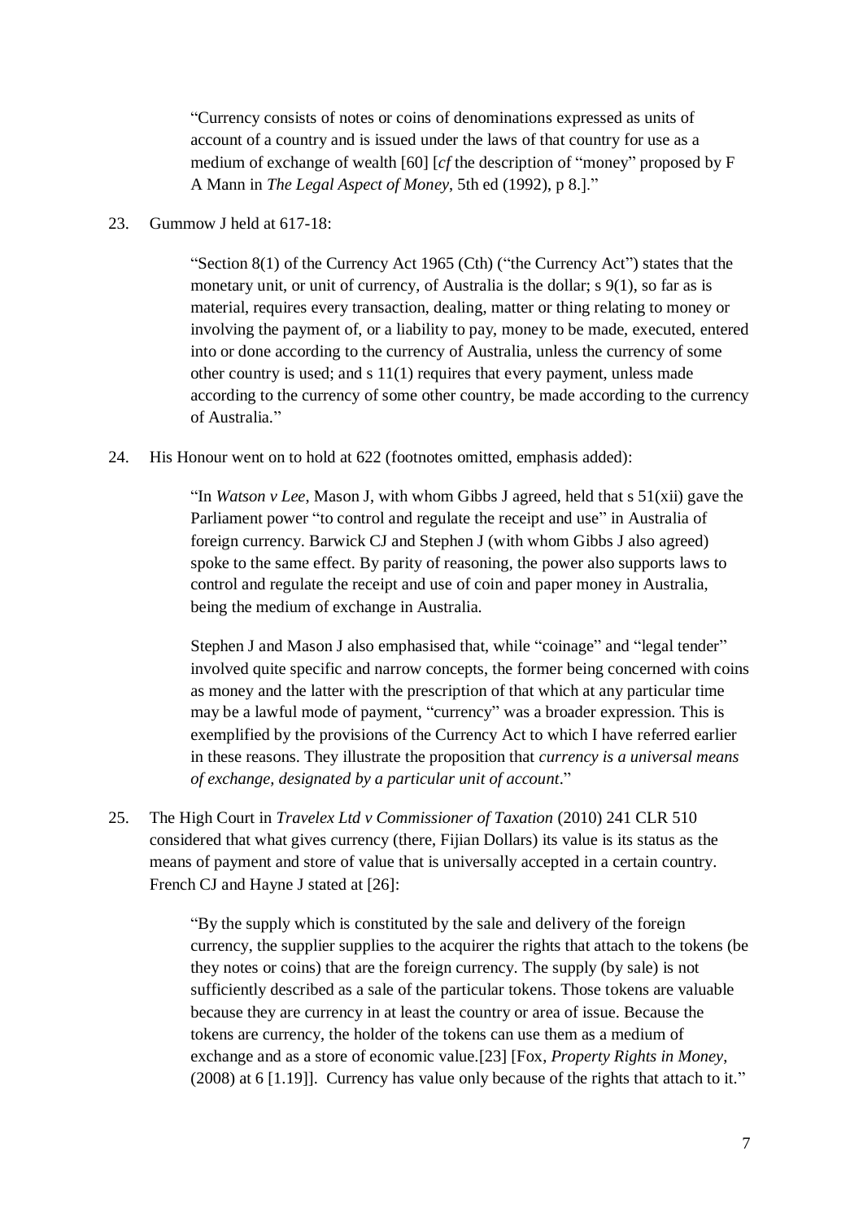> "Currency consists of notes or coins of denominations expressed as units of account of a country and is issued under the laws of that country for use as a medium of exchange of wealth [60] [*cf* the description of "money" proposed by F A Mann in *The Legal Aspect of Money*, 5th ed (1992), p 8.]."

23. Gummow J held at 617-18:

> "Section 8(1) of the Currency Act 1965 (Cth) ("the Currency Act") states that the monetary unit, or unit of currency, of Australia is the dollar; s 9(1), so far as is material, requires every transaction, dealing, matter or thing relating to money or involving the payment of, or a liability to pay, money to be made, executed, entered into or done according to the currency of Australia, unless the currency of some other country is used; and s 11(1) requires that every payment, unless made according to the currency of some other country, be made according to the currency of Australia."

24. His Honour went on to hold at 622 (footnotes omitted, emphasis added):

> "In *Watson v Lee*, Mason J, with whom Gibbs J agreed, held that s 51(xii) gave the Parliament power "to control and regulate the receipt and use" in Australia of foreign currency. Barwick CJ and Stephen J (with whom Gibbs J also agreed) spoke to the same effect. By parity of reasoning, the power also supports laws to control and regulate the receipt and use of coin and paper money in Australia, being the medium of exchange in Australia.
>
> Stephen J and Mason J also emphasised that, while "coinage" and "legal tender" involved quite specific and narrow concepts, the former being concerned with coins as money and the latter with the prescription of that which at any particular time may be a lawful mode of payment, "currency" was a broader expression. This is exemplified by the provisions of the Currency Act to which I have referred earlier in these reasons. They illustrate the proposition that *currency is a universal means of exchange, designated by a particular unit of account*."

25. The High Court in *Travelex Ltd v Commissioner of Taxation* (2010) 241 CLR 510 considered that what gives currency (there, Fijian Dollars) its value is its status as the means of payment and store of value that is universally accepted in a certain country. French CJ and Hayne J stated at [26]:

> "By the supply which is constituted by the sale and delivery of the foreign currency, the supplier supplies to the acquirer the rights that attach to the tokens (be they notes or coins) that are the foreign currency. The supply (by sale) is not sufficiently described as a sale of the particular tokens. Those tokens are valuable because they are currency in at least the country or area of issue. Because the tokens are currency, the holder of the tokens can use them as a medium of exchange and as a store of economic value.[23] [Fox, *Property Rights in Money*, (2008) at 6 [1.19]]. Currency has value only because of the rights that attach to it."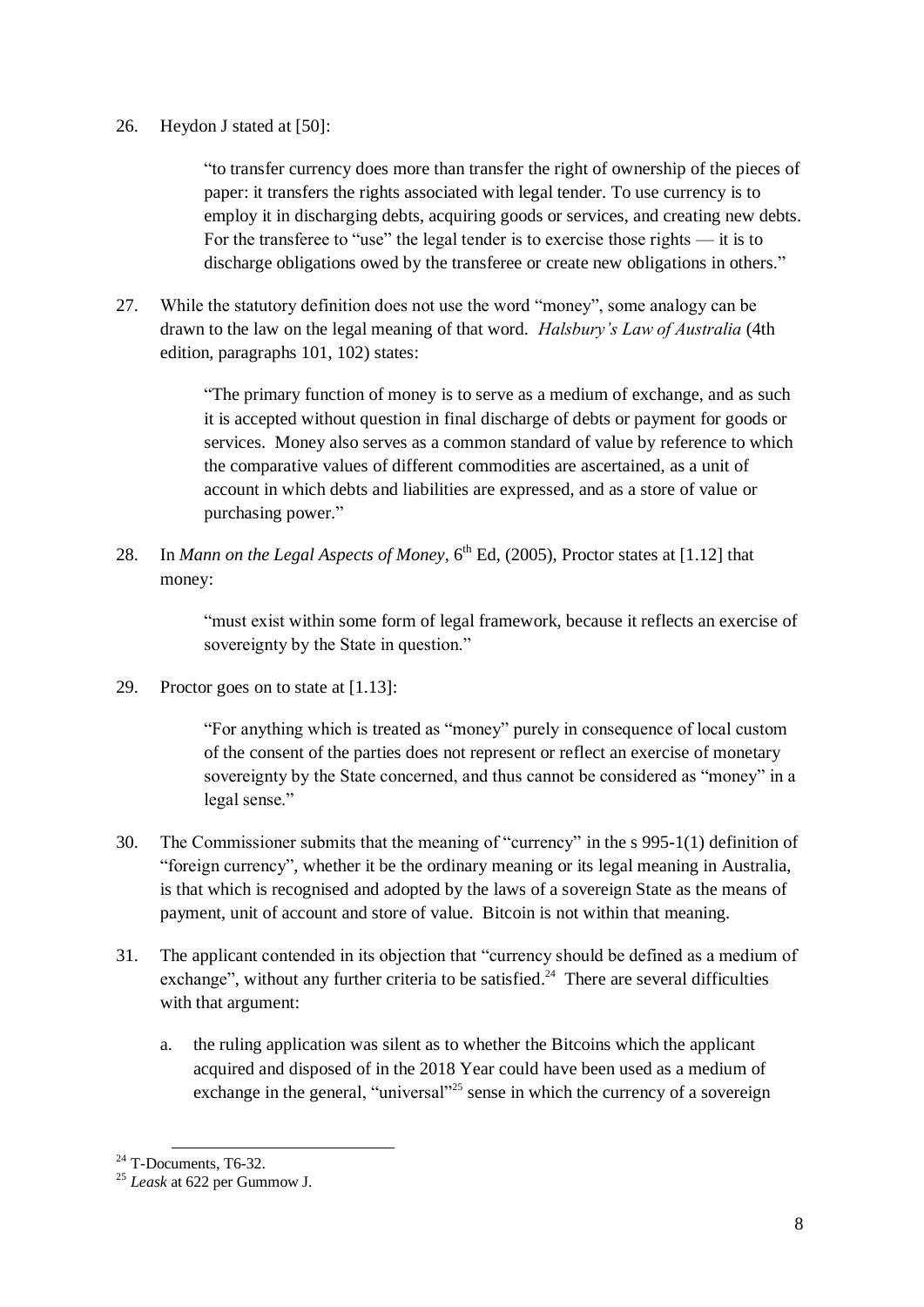26. Heydon J stated at [50]:

> "to transfer currency does more than transfer the right of ownership of the pieces of paper: it transfers the rights associated with legal tender. To use currency is to employ it in discharging debts, acquiring goods or services, and creating new debts. For the transferee to "use" the legal tender is to exercise those rights — it is to discharge obligations owed by the transferee or create new obligations in others."

27. While the statutory definition does not use the word "money", some analogy can be drawn to the law on the legal meaning of that word. *Halsbury's Law of Australia* (4th edition, paragraphs 101, 102) states:

> "The primary function of money is to serve as a medium of exchange, and as such it is accepted without question in final discharge of debts or payment for goods or services. Money also serves as a common standard of value by reference to which the comparative values of different commodities are ascertained, as a unit of account in which debts and liabilities are expressed, and as a store of value or purchasing power."

28. In *Mann on the Legal Aspects of Money*, 6th Ed, (2005), Proctor states at [1.12] that money:

> "must exist within some form of legal framework, because it reflects an exercise of sovereignty by the State in question."

29. Proctor goes on to state at [1.13]:

> "For anything which is treated as "money" purely in consequence of local custom of the consent of the parties does not represent or reflect an exercise of monetary sovereignty by the State concerned, and thus cannot be considered as "money" in a legal sense."

30. The Commissioner submits that the meaning of "currency" in the s 995-1(1) definition of "foreign currency", whether it be the ordinary meaning or its legal meaning in Australia, is that which is recognised and adopted by the laws of a sovereign State as the means of payment, unit of account and store of value. Bitcoin is not within that meaning.

31. The applicant contended in its objection that "currency should be defined as a medium of exchange", without any further criteria to be satisfied.[24] There are several difficulties with that argument:

    a. the ruling application was silent as to whether the Bitcoins which the applicant acquired and disposed of in the 2018 Year could have been used as a medium of exchange in the general, "universal"[25] sense in which the currency of a sovereign

---

[24] T-Documents, T6-32.

[25] *Leask* at 622 per Gummow J.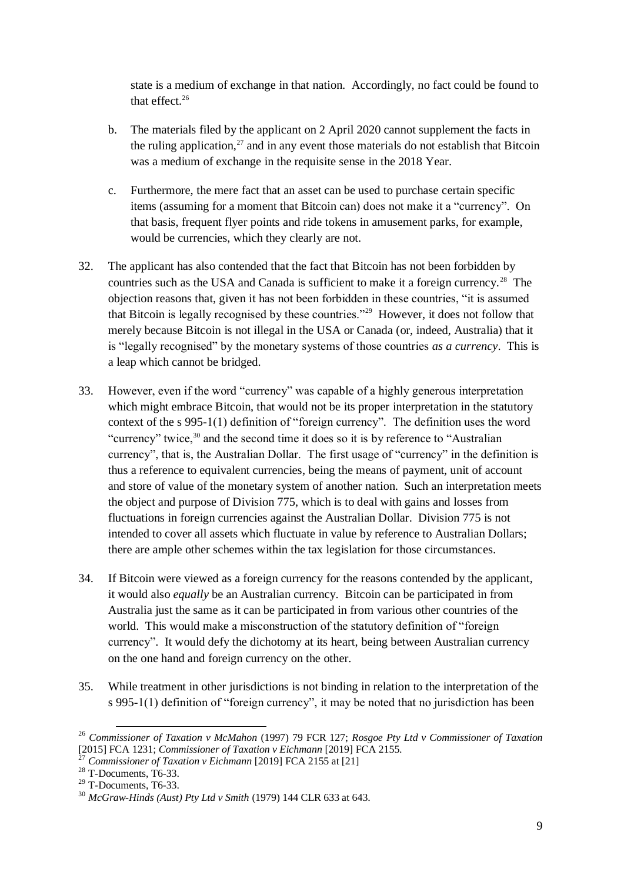state is a medium of exchange in that nation. Accordingly, no fact could be found to that effect.[26]

b. The materials filed by the applicant on 2 April 2020 cannot supplement the facts in the ruling application,[27] and in any event those materials do not establish that Bitcoin was a medium of exchange in the requisite sense in the 2018 Year.

c. Furthermore, the mere fact that an asset can be used to purchase certain specific items (assuming for a moment that Bitcoin can) does not make it a "currency". On that basis, frequent flyer points and ride tokens in amusement parks, for example, would be currencies, which they clearly are not.

32. The applicant has also contended that the fact that Bitcoin has not been forbidden by countries such as the USA and Canada is sufficient to make it a foreign currency.[28] The objection reasons that, given it has not been forbidden in these countries, "it is assumed that Bitcoin is legally recognised by these countries."[29] However, it does not follow that merely because Bitcoin is not illegal in the USA or Canada (or, indeed, Australia) that it is "legally recognised" by the monetary systems of those countries *as a currency*. This is a leap which cannot be bridged.

33. However, even if the word "currency" was capable of a highly generous interpretation which might embrace Bitcoin, that would not be its proper interpretation in the statutory context of the s 995-1(1) definition of "foreign currency". The definition uses the word "currency" twice,[30] and the second time it does so it is by reference to "Australian currency", that is, the Australian Dollar. The first usage of "currency" in the definition is thus a reference to equivalent currencies, being the means of payment, unit of account and store of value of the monetary system of another nation. Such an interpretation meets the object and purpose of Division 775, which is to deal with gains and losses from fluctuations in foreign currencies against the Australian Dollar. Division 775 is not intended to cover all assets which fluctuate in value by reference to Australian Dollars; there are ample other schemes within the tax legislation for those circumstances.

34. If Bitcoin were viewed as a foreign currency for the reasons contended by the applicant, it would also *equally* be an Australian currency. Bitcoin can be participated in from Australia just the same as it can be participated in from various other countries of the world. This would make a misconstruction of the statutory definition of "foreign currency". It would defy the dichotomy at its heart, being between Australian currency on the one hand and foreign currency on the other.

35. While treatment in other jurisdictions is not binding in relation to the interpretation of the s 995-1(1) definition of "foreign currency", it may be noted that no jurisdiction has been

---

[26] *Commissioner of Taxation v McMahon* (1997) 79 FCR 127; *Rosgoe Pty Ltd v Commissioner of Taxation* [2015] FCA 1231; *Commissioner of Taxation v Eichmann* [2019] FCA 2155.

[27] *Commissioner of Taxation v Eichmann* [2019] FCA 2155 at [21]

[28] T-Documents, T6-33.

[29] T-Documents, T6-33.

[30] *McGraw-Hinds (Aust) Pty Ltd v Smith* (1979) 144 CLR 633 at 643.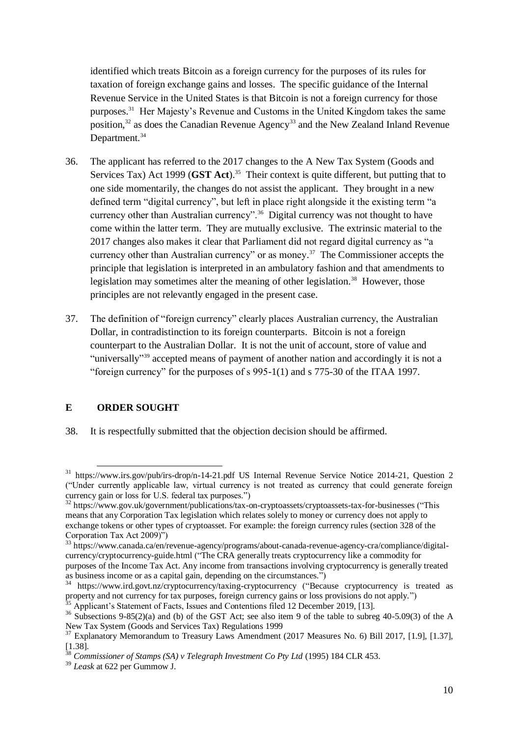identified which treats Bitcoin as a foreign currency for the purposes of its rules for taxation of foreign exchange gains and losses. The specific guidance of the Internal Revenue Service in the United States is that Bitcoin is not a foreign currency for those purposes.[31] Her Majesty's Revenue and Customs in the United Kingdom takes the same position,[32] as does the Canadian Revenue Agency[33] and the New Zealand Inland Revenue Department.[34]

36. The applicant has referred to the 2017 changes to the A New Tax System (Goods and Services Tax) Act 1999 (**GST Act**).[35] Their context is quite different, but putting that to one side momentarily, the changes do not assist the applicant. They brought in a new defined term "digital currency", but left in place right alongside it the existing term "a currency other than Australian currency".[36] Digital currency was not thought to have come within the latter term. They are mutually exclusive. The extrinsic material to the 2017 changes also makes it clear that Parliament did not regard digital currency as "a currency other than Australian currency" or as money.[37] The Commissioner accepts the principle that legislation is interpreted in an ambulatory fashion and that amendments to legislation may sometimes alter the meaning of other legislation.[38] However, those principles are not relevantly engaged in the present case.

37. The definition of "foreign currency" clearly places Australian currency, the Australian Dollar, in contradistinction to its foreign counterparts. Bitcoin is not a foreign counterpart to the Australian Dollar. It is not the unit of account, store of value and "universally"[39] accepted means of payment of another nation and accordingly it is not a "foreign currency" for the purposes of s 995-1(1) and s 775-30 of the ITAA 1997.

## E ORDER SOUGHT

38. It is respectfully submitted that the objection decision should be affirmed.

---

[31] https://www.irs.gov/pub/irs-drop/n-14-21.pdf US Internal Revenue Service Notice 2014-21, Question 2 ("Under currently applicable law, virtual currency is not treated as currency that could generate foreign currency gain or loss for U.S. federal tax purposes.")

[32] https://www.gov.uk/government/publications/tax-on-cryptoassets/cryptoassets-tax-for-businesses ("This means that any Corporation Tax legislation which relates solely to money or currency does not apply to exchange tokens or other types of cryptoasset. For example: the foreign currency rules (section 328 of the Corporation Tax Act 2009)")

[33] https://www.canada.ca/en/revenue-agency/programs/about-canada-revenue-agency-cra/compliance/digital-currency/cryptocurrency-guide.html ("The CRA generally treats cryptocurrency like a commodity for purposes of the Income Tax Act. Any income from transactions involving cryptocurrency is generally treated as business income or as a capital gain, depending on the circumstances.")

[34] https://www.ird.govt.nz/cryptocurrency/taxing-cryptocurrency ("Because cryptocurrency is treated as property and not currency for tax purposes, foreign currency gains or loss provisions do not apply.")

[35] Applicant's Statement of Facts, Issues and Contentions filed 12 December 2019, [13].

[36] Subsections 9-85(2)(a) and (b) of the GST Act; see also item 9 of the table to subreg 40-5.09(3) of the A New Tax System (Goods and Services Tax) Regulations 1999

[37] Explanatory Memorandum to Treasury Laws Amendment (2017 Measures No. 6) Bill 2017, [1.9], [1.37], [1.38].

[38] *Commissioner of Stamps (SA) v Telegraph Investment Co Pty Ltd* (1995) 184 CLR 453.

[39] *Leask* at 622 per Gummow J.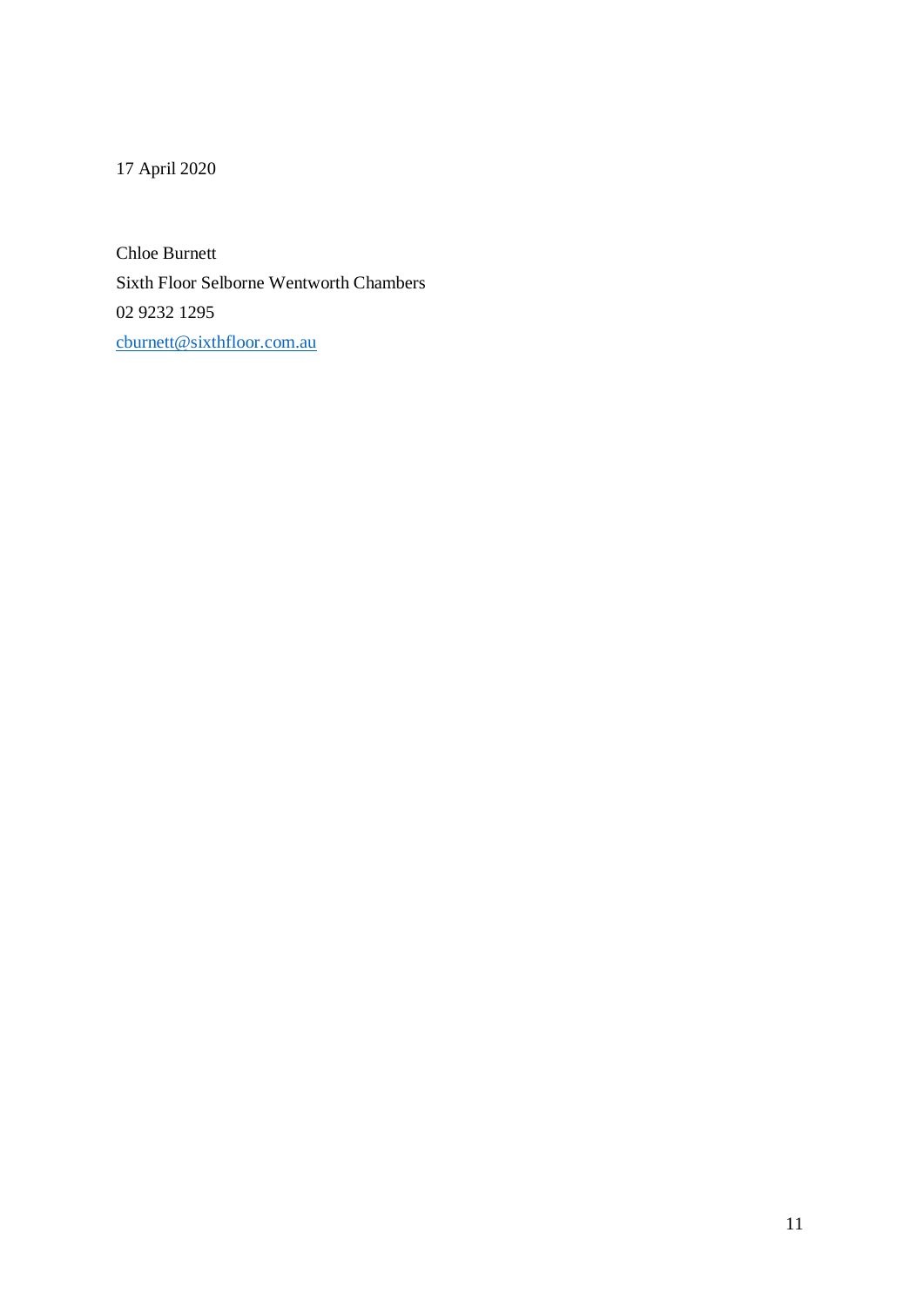17 April 2020

Chloe Burnett
Sixth Floor Selborne Wentworth Chambers
02 9232 1295
cburnett@sixthfloor.com.au